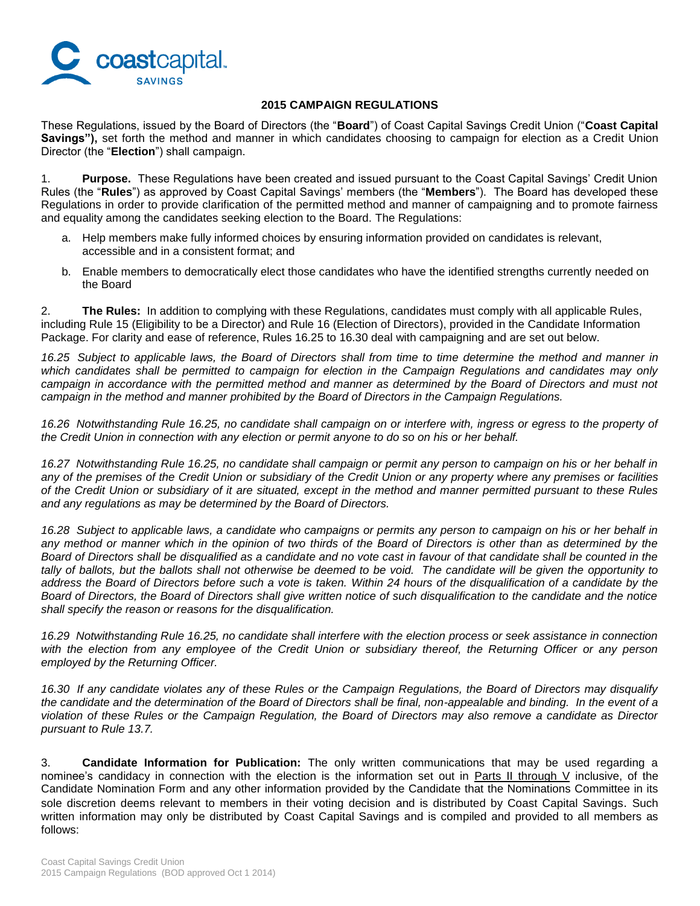## 2015 CAMPAIGN REGULATIONS

These Regulations, issued by the Board of Directors (the "**Board**") of Coast Capital Savings Credit Union ("**Coast Capital Savings"),** set forth the method and manner in which candidates choosing to campaign for election as a Credit Union Director (the "**Election**") shall campaign.

1. **Purpose.** These Regulations have been created and issued pursuant to the Coast Capital Savings' Credit Union Rules (the "**Rules**") as approved by Coast Capital Savings' members (the "**Members**"). The Board has developed these Regulations in order to provide clarification of the permitted method and manner of campaigning and to promote fairness and equality among the candidates seeking election to the Board. The Regulations:

   a. Help members make fully informed choices by ensuring information provided on candidates is relevant, accessible and in a consistent format; and

   b. Enable members to democratically elect those candidates who have the identified strengths currently needed on the Board

2. **The Rules:** In addition to complying with these Regulations, candidates must comply with all applicable Rules, including Rule 15 (Eligibility to be a Director) and Rule 16 (Election of Directors), provided in the Candidate Information Package. For clarity and ease of reference, Rules 16.25 to 16.30 deal with campaigning and are set out below.

*16.25 Subject to applicable laws, the Board of Directors shall from time to time determine the method and manner in which candidates shall be permitted to campaign for election in the Campaign Regulations and candidates may only campaign in accordance with the permitted method and manner as determined by the Board of Directors and must not campaign in the method and manner prohibited by the Board of Directors in the Campaign Regulations.*

*16.26 Notwithstanding Rule 16.25, no candidate shall campaign on or interfere with, ingress or egress to the property of the Credit Union in connection with any election or permit anyone to do so on his or her behalf.*

*16.27 Notwithstanding Rule 16.25, no candidate shall campaign or permit any person to campaign on his or her behalf in any of the premises of the Credit Union or subsidiary of the Credit Union or any property where any premises or facilities of the Credit Union or subsidiary of it are situated, except in the method and manner permitted pursuant to these Rules and any regulations as may be determined by the Board of Directors.*

*16.28 Subject to applicable laws, a candidate who campaigns or permits any person to campaign on his or her behalf in any method or manner which in the opinion of two thirds of the Board of Directors is other than as determined by the Board of Directors shall be disqualified as a candidate and no vote cast in favour of that candidate shall be counted in the tally of ballots, but the ballots shall not otherwise be deemed to be void. The candidate will be given the opportunity to address the Board of Directors before such a vote is taken. Within 24 hours of the disqualification of a candidate by the Board of Directors, the Board of Directors shall give written notice of such disqualification to the candidate and the notice shall specify the reason or reasons for the disqualification.*

*16.29 Notwithstanding Rule 16.25, no candidate shall interfere with the election process or seek assistance in connection with the election from any employee of the Credit Union or subsidiary thereof, the Returning Officer or any person employed by the Returning Officer.*

*16.30 If any candidate violates any of these Rules or the Campaign Regulations, the Board of Directors may disqualify the candidate and the determination of the Board of Directors shall be final, non-appealable and binding. In the event of a violation of these Rules or the Campaign Regulation, the Board of Directors may also remove a candidate as Director pursuant to Rule 13.7.*

3. **Candidate Information for Publication:** The only written communications that may be used regarding a nominee's candidacy in connection with the election is the information set out in Parts II through V inclusive, of the Candidate Nomination Form and any other information provided by the Candidate that the Nominations Committee in its sole discretion deems relevant to members in their voting decision and is distributed by Coast Capital Savings. Such written information may only be distributed by Coast Capital Savings and is compiled and provided to all members as follows: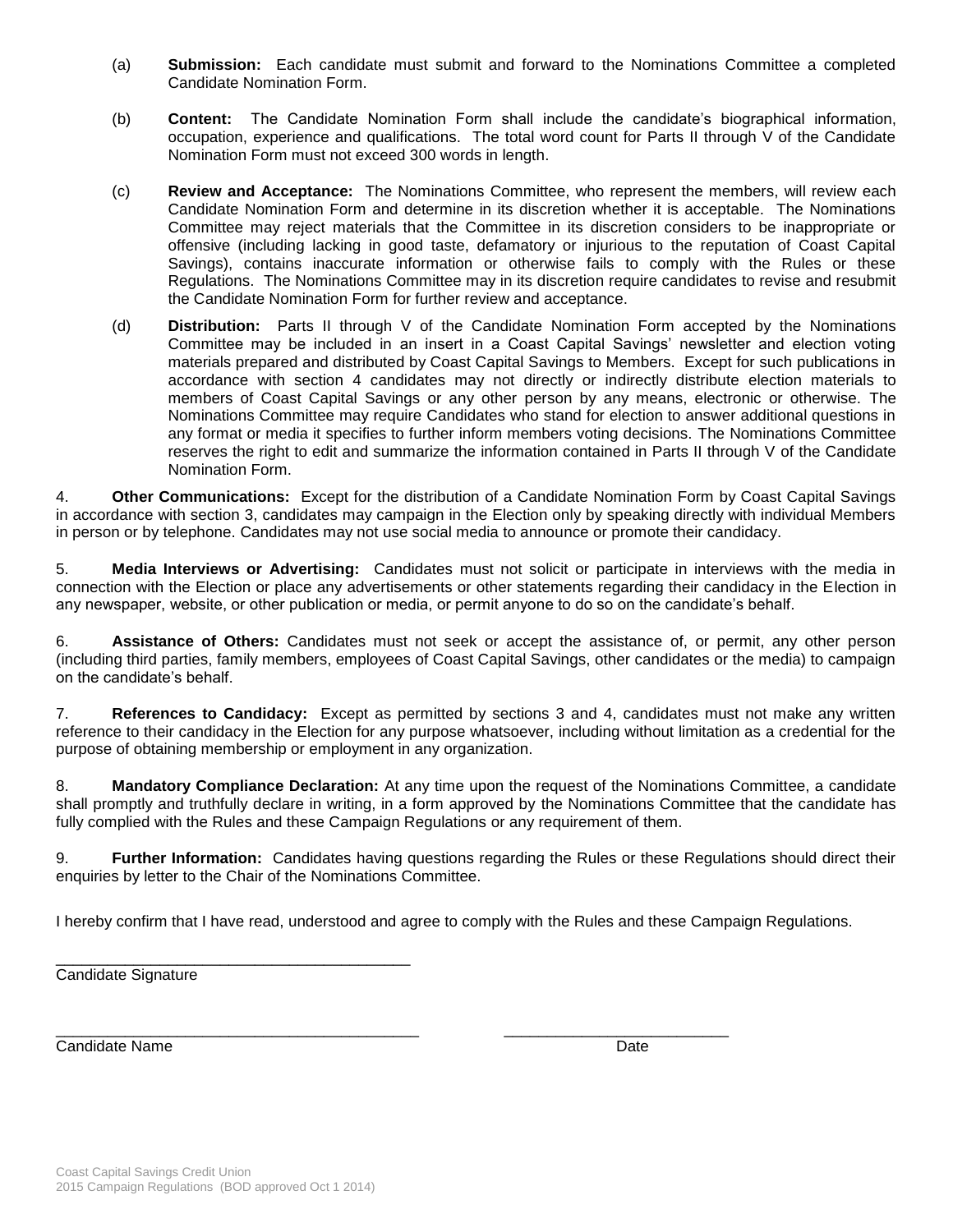(a) **Submission:** Each candidate must submit and forward to the Nominations Committee a completed Candidate Nomination Form.

(b) **Content:** The Candidate Nomination Form shall include the candidate's biographical information, occupation, experience and qualifications. The total word count for Parts II through V of the Candidate Nomination Form must not exceed 300 words in length.

(c) **Review and Acceptance:** The Nominations Committee, who represent the members, will review each Candidate Nomination Form and determine in its discretion whether it is acceptable. The Nominations Committee may reject materials that the Committee in its discretion considers to be inappropriate or offensive (including lacking in good taste, defamatory or injurious to the reputation of Coast Capital Savings), contains inaccurate information or otherwise fails to comply with the Rules or these Regulations. The Nominations Committee may in its discretion require candidates to revise and resubmit the Candidate Nomination Form for further review and acceptance.

(d) **Distribution:** Parts II through V of the Candidate Nomination Form accepted by the Nominations Committee may be included in an insert in a Coast Capital Savings' newsletter and election voting materials prepared and distributed by Coast Capital Savings to Members. Except for such publications in accordance with section 4 candidates may not directly or indirectly distribute election materials to members of Coast Capital Savings or any other person by any means, electronic or otherwise. The Nominations Committee may require Candidates who stand for election to answer additional questions in any format or media it specifies to further inform members voting decisions. The Nominations Committee reserves the right to edit and summarize the information contained in Parts II through V of the Candidate Nomination Form.

4. **Other Communications:** Except for the distribution of a Candidate Nomination Form by Coast Capital Savings in accordance with section 3, candidates may campaign in the Election only by speaking directly with individual Members in person or by telephone. Candidates may not use social media to announce or promote their candidacy.

5. **Media Interviews or Advertising:** Candidates must not solicit or participate in interviews with the media in connection with the Election or place any advertisements or other statements regarding their candidacy in the Election in any newspaper, website, or other publication or media, or permit anyone to do so on the candidate's behalf.

6. **Assistance of Others:** Candidates must not seek or accept the assistance of, or permit, any other person (including third parties, family members, employees of Coast Capital Savings, other candidates or the media) to campaign on the candidate's behalf.

7. **References to Candidacy:** Except as permitted by sections 3 and 4, candidates must not make any written reference to their candidacy in the Election for any purpose whatsoever, including without limitation as a credential for the purpose of obtaining membership or employment in any organization.

8. **Mandatory Compliance Declaration:** At any time upon the request of the Nominations Committee, a candidate shall promptly and truthfully declare in writing, in a form approved by the Nominations Committee that the candidate has fully complied with the Rules and these Campaign Regulations or any requirement of them.

9. **Further Information:** Candidates having questions regarding the Rules or these Regulations should direct their enquiries by letter to the Chair of the Nominations Committee.

I hereby confirm that I have read, understood and agree to comply with the Rules and these Campaign Regulations.

\_\_\_\_\_\_\_\_\_\_\_\_\_\_\_\_\_\_\_\_\_\_\_\_\_\_\_\_\_\_\_\_\_\_\_\_\_\_\_\_\_\_
Candidate Signature

\_\_\_\_\_\_\_\_\_\_\_\_\_\_\_\_\_\_\_\_\_\_\_\_\_\_\_\_\_\_\_\_\_\_\_\_\_\_\_\_\_\_ \_\_\_\_\_\_\_\_\_\_\_\_\_\_\_\_\_\_\_\_\_\_\_\_\_\_
Candidate Name Date

Coast Capital Savings Credit Union
2015 Campaign Regulations (BOD approved Oct 1 2014)